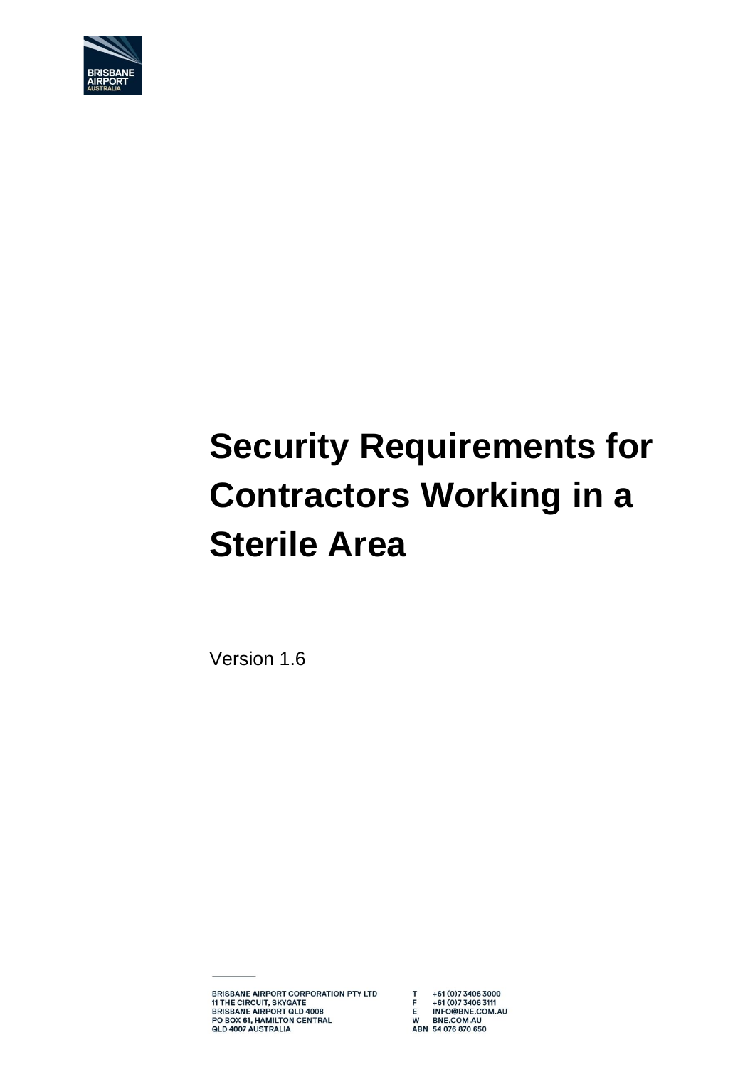BRISBANE AIRPORT AUSTRALIA

# Security Requirements for Contractors Working in a Sterile Area

Version 1.6

BRISBANE AIRPORT CORPORATION PTY LTD
11 THE CIRCUIT, SKYGATE
BRISBANE AIRPORT QLD 4008
PO BOX 61, HAMILTON CENTRAL
QLD 4007 AUSTRALIA

T +61 (0)7 3406 3000
F +61 (0)7 3406 3111
E INFO@BNE.COM.AU
W BNE.COM.AU
ABN 54 076 870 650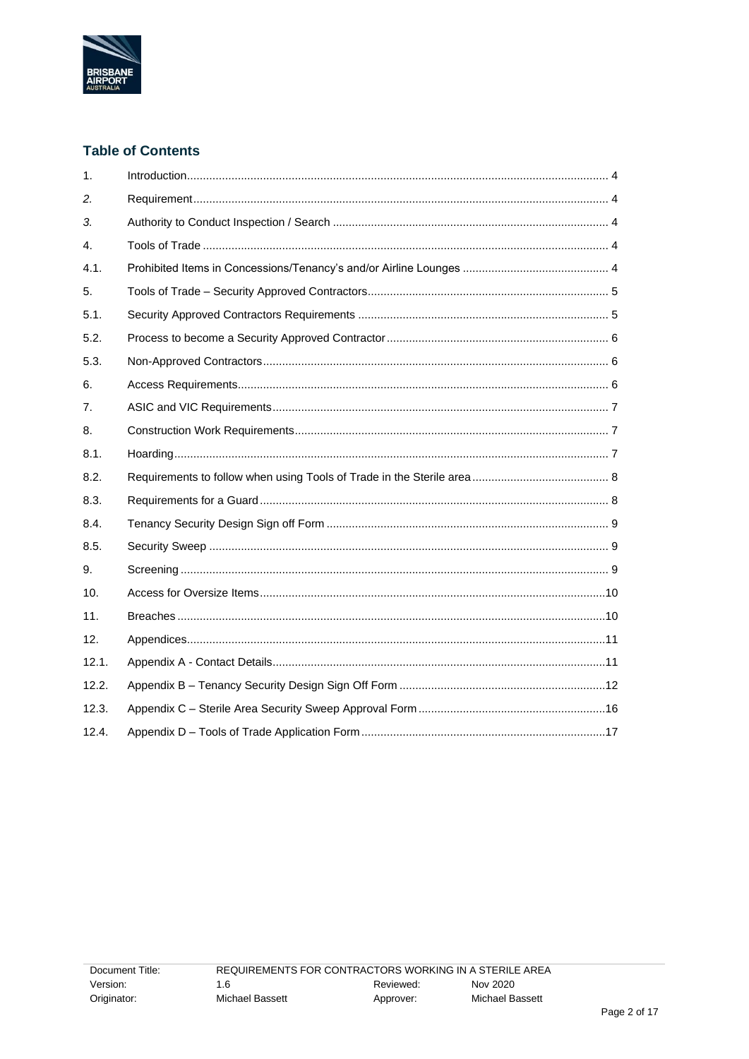## Table of Contents

| | | |
|---|---|---|
| 1. | Introduction | 4 |
| *2.* | Requirement | 4 |
| *3.* | Authority to Conduct Inspection / Search | 4 |
| 4. | Tools of Trade | 4 |
| 4.1. | Prohibited Items in Concessions/Tenancy's and/or Airline Lounges | 4 |
| 5. | Tools of Trade – Security Approved Contractors | 5 |
| 5.1. | Security Approved Contractors Requirements | 5 |
| 5.2. | Process to become a Security Approved Contractor | 6 |
| 5.3. | Non-Approved Contractors | 6 |
| 6. | Access Requirements | 6 |
| 7. | ASIC and VIC Requirements | 7 |
| 8. | Construction Work Requirements | 7 |
| 8.1. | Hoarding | 7 |
| 8.2. | Requirements to follow when using Tools of Trade in the Sterile area | 8 |
| 8.3. | Requirements for a Guard | 8 |
| 8.4. | Tenancy Security Design Sign off Form | 9 |
| 8.5. | Security Sweep | 9 |
| 9. | Screening | 9 |
| 10. | Access for Oversize Items | 10 |
| 11. | Breaches | 10 |
| 12. | Appendices | 11 |
| 12.1. | Appendix A - Contact Details | 11 |
| 12.2. | Appendix B – Tenancy Security Design Sign Off Form | 12 |
| 12.3. | Appendix C – Sterile Area Security Sweep Approval Form | 16 |
| 12.4. | Appendix D – Tools of Trade Application Form | 17 |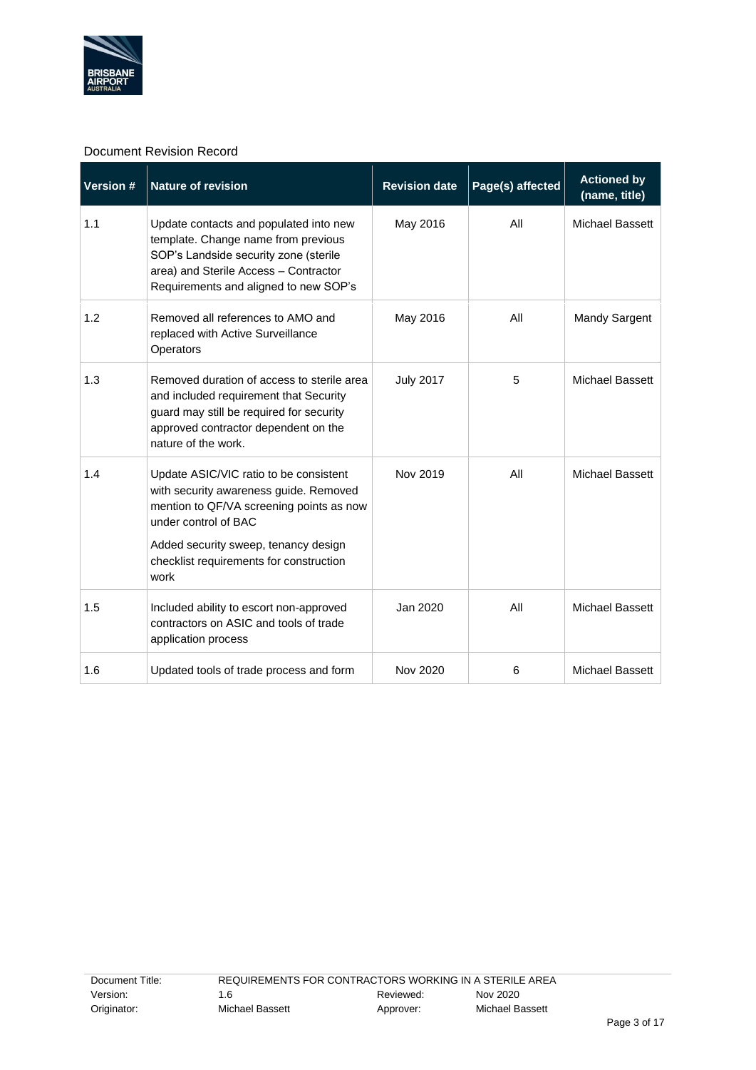Document Revision Record

| Version # | Nature of revision | Revision date | Page(s) affected | Actioned by (name, title) |
| --- | --- | --- | --- | --- |
| 1.1 | Update contacts and populated into new template. Change name from previous SOP's Landside security zone (sterile area) and Sterile Access – Contractor Requirements and aligned to new SOP's | May 2016 | All | Michael Bassett |
| 1.2 | Removed all references to AMO and replaced with Active Surveillance Operators | May 2016 | All | Mandy Sargent |
| 1.3 | Removed duration of access to sterile area and included requirement that Security guard may still be required for security approved contractor dependent on the nature of the work. | July 2017 | 5 | Michael Bassett |
| 1.4 | Update ASIC/VIC ratio to be consistent with security awareness guide. Removed mention to QF/VA screening points as now under control of BAC<br><br>Added security sweep, tenancy design checklist requirements for construction work | Nov 2019 | All | Michael Bassett |
| 1.5 | Included ability to escort non-approved contractors on ASIC and tools of trade application process | Jan 2020 | All | Michael Bassett |
| 1.6 | Updated tools of trade process and form | Nov 2020 | 6 | Michael Bassett |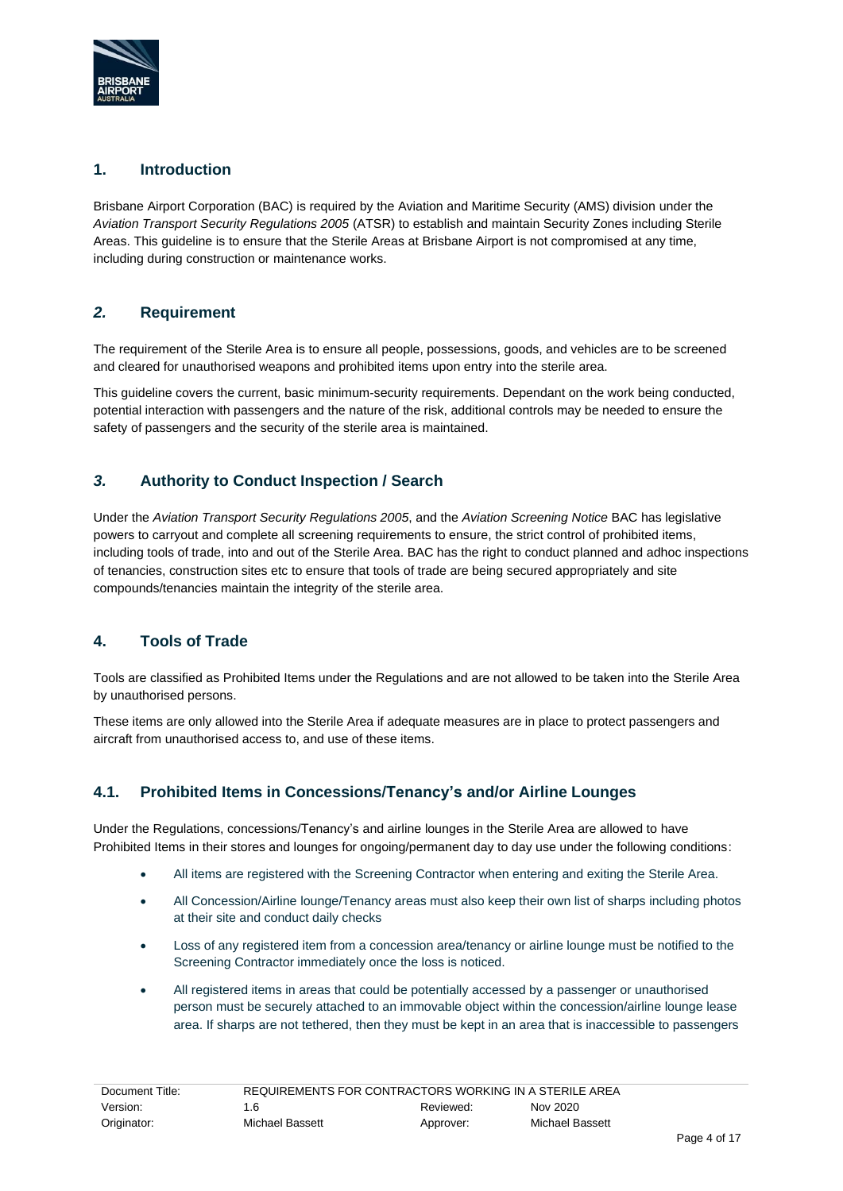## 1. Introduction

Brisbane Airport Corporation (BAC) is required by the Aviation and Maritime Security (AMS) division under the *Aviation Transport Security Regulations 2005* (ATSR) to establish and maintain Security Zones including Sterile Areas. This guideline is to ensure that the Sterile Areas at Brisbane Airport is not compromised at any time, including during construction or maintenance works.

## *2.* Requirement

The requirement of the Sterile Area is to ensure all people, possessions, goods, and vehicles are to be screened and cleared for unauthorised weapons and prohibited items upon entry into the sterile area.

This guideline covers the current, basic minimum-security requirements. Dependant on the work being conducted, potential interaction with passengers and the nature of the risk, additional controls may be needed to ensure the safety of passengers and the security of the sterile area is maintained.

## *3.* Authority to Conduct Inspection / Search

Under the *Aviation Transport Security Regulations 2005*, and the *Aviation Screening Notice* BAC has legislative powers to carryout and complete all screening requirements to ensure, the strict control of prohibited items, including tools of trade, into and out of the Sterile Area. BAC has the right to conduct planned and adhoc inspections of tenancies, construction sites etc to ensure that tools of trade are being secured appropriately and site compounds/tenancies maintain the integrity of the sterile area.

## 4. Tools of Trade

Tools are classified as Prohibited Items under the Regulations and are not allowed to be taken into the Sterile Area by unauthorised persons.

These items are only allowed into the Sterile Area if adequate measures are in place to protect passengers and aircraft from unauthorised access to, and use of these items.

### 4.1. Prohibited Items in Concessions/Tenancy's and/or Airline Lounges

Under the Regulations, concessions/Tenancy's and airline lounges in the Sterile Area are allowed to have Prohibited Items in their stores and lounges for ongoing/permanent day to day use under the following conditions:

- All items are registered with the Screening Contractor when entering and exiting the Sterile Area.
- All Concession/Airline lounge/Tenancy areas must also keep their own list of sharps including photos at their site and conduct daily checks
- Loss of any registered item from a concession area/tenancy or airline lounge must be notified to the Screening Contractor immediately once the loss is noticed.
- All registered items in areas that could be potentially accessed by a passenger or unauthorised person must be securely attached to an immovable object within the concession/airline lounge lease area. If sharps are not tethered, then they must be kept in an area that is inaccessible to passengers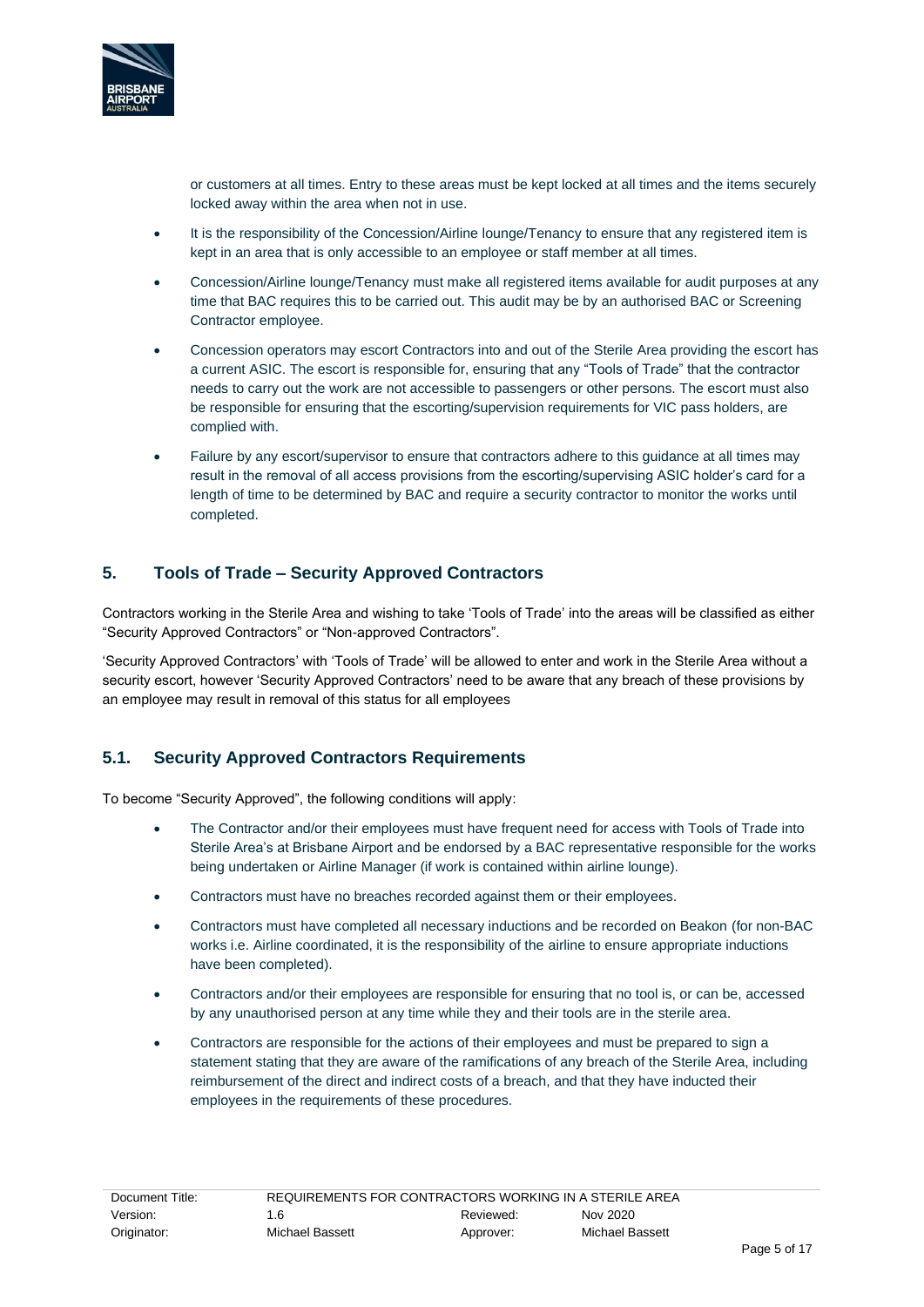or customers at all times. Entry to these areas must be kept locked at all times and the items securely locked away within the area when not in use.

- It is the responsibility of the Concession/Airline lounge/Tenancy to ensure that any registered item is kept in an area that is only accessible to an employee or staff member at all times.
- Concession/Airline lounge/Tenancy must make all registered items available for audit purposes at any time that BAC requires this to be carried out. This audit may be by an authorised BAC or Screening Contractor employee.
- Concession operators may escort Contractors into and out of the Sterile Area providing the escort has a current ASIC. The escort is responsible for, ensuring that any "Tools of Trade" that the contractor needs to carry out the work are not accessible to passengers or other persons. The escort must also be responsible for ensuring that the escorting/supervision requirements for VIC pass holders, are complied with.
- Failure by any escort/supervisor to ensure that contractors adhere to this guidance at all times may result in the removal of all access provisions from the escorting/supervising ASIC holder's card for a length of time to be determined by BAC and require a security contractor to monitor the works until completed.

## 5. Tools of Trade – Security Approved Contractors

Contractors working in the Sterile Area and wishing to take 'Tools of Trade' into the areas will be classified as either "Security Approved Contractors" or "Non-approved Contractors".

'Security Approved Contractors' with 'Tools of Trade' will be allowed to enter and work in the Sterile Area without a security escort, however 'Security Approved Contractors' need to be aware that any breach of these provisions by an employee may result in removal of this status for all employees

### 5.1. Security Approved Contractors Requirements

To become "Security Approved", the following conditions will apply:

- The Contractor and/or their employees must have frequent need for access with Tools of Trade into Sterile Area's at Brisbane Airport and be endorsed by a BAC representative responsible for the works being undertaken or Airline Manager (if work is contained within airline lounge).
- Contractors must have no breaches recorded against them or their employees.
- Contractors must have completed all necessary inductions and be recorded on Beakon (for non-BAC works i.e. Airline coordinated, it is the responsibility of the airline to ensure appropriate inductions have been completed).
- Contractors and/or their employees are responsible for ensuring that no tool is, or can be, accessed by any unauthorised person at any time while they and their tools are in the sterile area.
- Contractors are responsible for the actions of their employees and must be prepared to sign a statement stating that they are aware of the ramifications of any breach of the Sterile Area, including reimbursement of the direct and indirect costs of a breach, and that they have inducted their employees in the requirements of these procedures.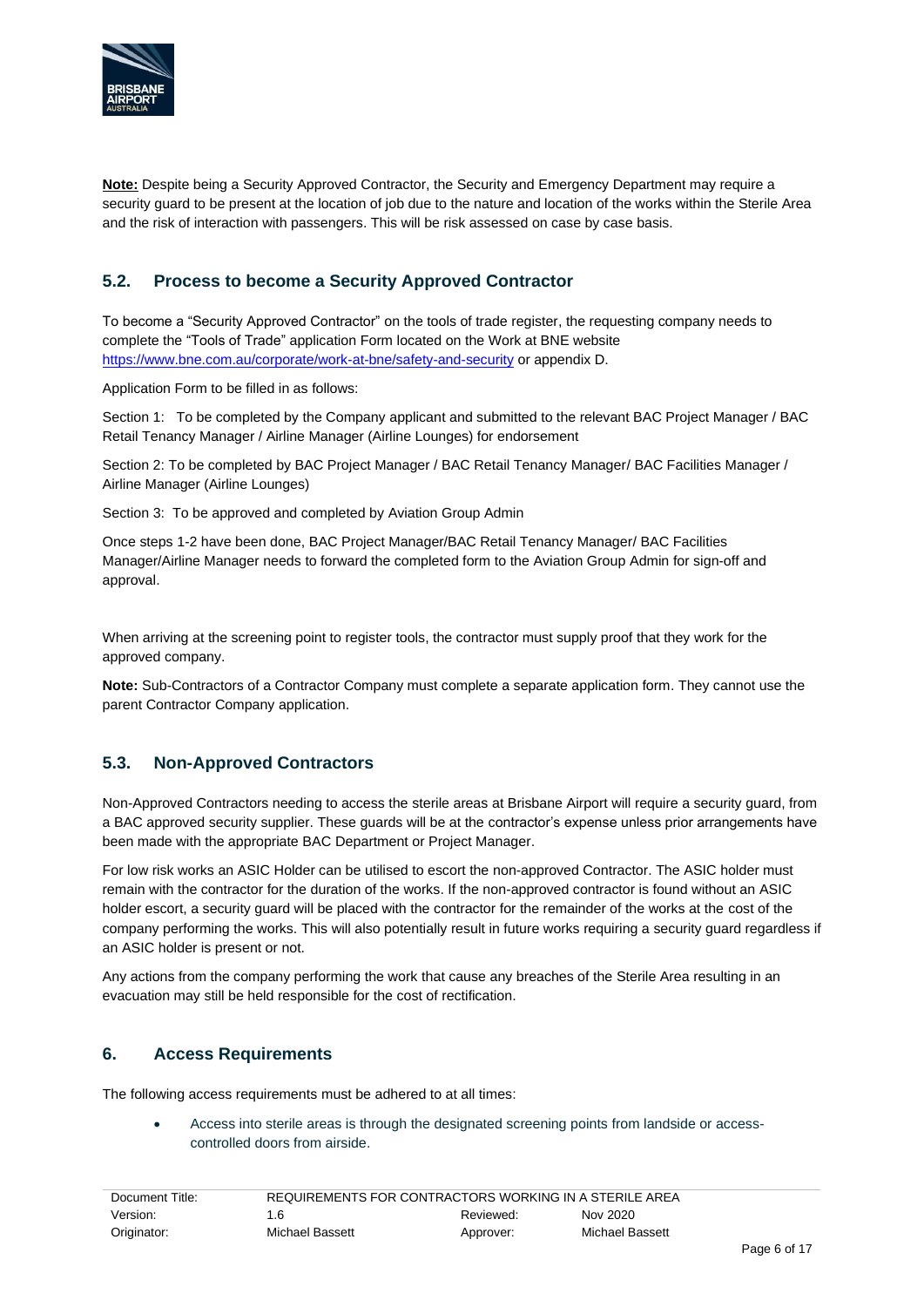**Note:** Despite being a Security Approved Contractor, the Security and Emergency Department may require a security guard to be present at the location of job due to the nature and location of the works within the Sterile Area and the risk of interaction with passengers. This will be risk assessed on case by case basis.

## 5.2. Process to become a Security Approved Contractor

To become a "Security Approved Contractor" on the tools of trade register, the requesting company needs to complete the "Tools of Trade" application Form located on the Work at BNE website https://www.bne.com.au/corporate/work-at-bne/safety-and-security or appendix D.

Application Form to be filled in as follows:

Section 1: To be completed by the Company applicant and submitted to the relevant BAC Project Manager / BAC Retail Tenancy Manager / Airline Manager (Airline Lounges) for endorsement

Section 2: To be completed by BAC Project Manager / BAC Retail Tenancy Manager/ BAC Facilities Manager / Airline Manager (Airline Lounges)

Section 3: To be approved and completed by Aviation Group Admin

Once steps 1-2 have been done, BAC Project Manager/BAC Retail Tenancy Manager/ BAC Facilities Manager/Airline Manager needs to forward the completed form to the Aviation Group Admin for sign-off and approval.

When arriving at the screening point to register tools, the contractor must supply proof that they work for the approved company.

**Note:** Sub-Contractors of a Contractor Company must complete a separate application form. They cannot use the parent Contractor Company application.

## 5.3. Non-Approved Contractors

Non-Approved Contractors needing to access the sterile areas at Brisbane Airport will require a security guard, from a BAC approved security supplier. These guards will be at the contractor's expense unless prior arrangements have been made with the appropriate BAC Department or Project Manager.

For low risk works an ASIC Holder can be utilised to escort the non-approved Contractor. The ASIC holder must remain with the contractor for the duration of the works. If the non-approved contractor is found without an ASIC holder escort, a security guard will be placed with the contractor for the remainder of the works at the cost of the company performing the works. This will also potentially result in future works requiring a security guard regardless if an ASIC holder is present or not.

Any actions from the company performing the work that cause any breaches of the Sterile Area resulting in an evacuation may still be held responsible for the cost of rectification.

# 6. Access Requirements

The following access requirements must be adhered to at all times:

- Access into sterile areas is through the designated screening points from landside or access-controlled doors from airside.

| Document Title: | REQUIREMENTS FOR CONTRACTORS WORKING IN A STERILE AREA | | |
|---|---|---|---|
| Version: | 1.6 | Reviewed: | Nov 2020 |
| Originator: | Michael Bassett | Approver: | Michael Bassett |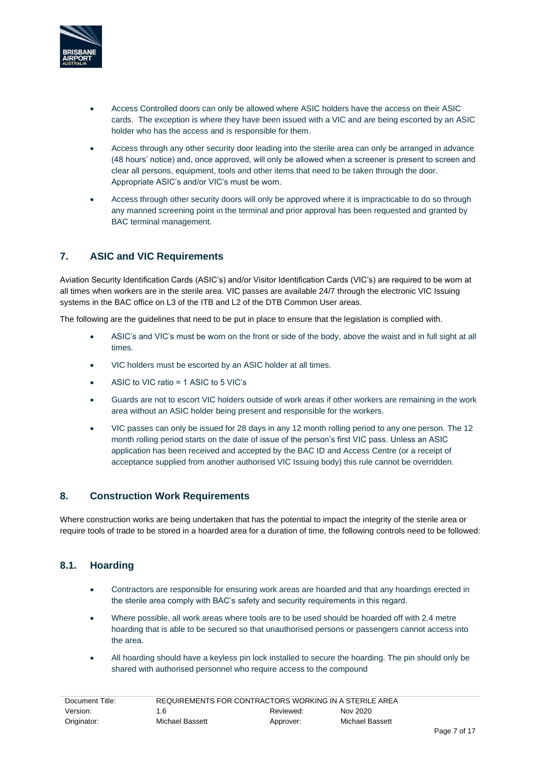- Access Controlled doors can only be allowed where ASIC holders have the access on their ASIC cards. The exception is where they have been issued with a VIC and are being escorted by an ASIC holder who has the access and is responsible for them.
- Access through any other security door leading into the sterile area can only be arranged in advance (48 hours' notice) and, once approved, will only be allowed when a screener is present to screen and clear all persons, equipment, tools and other items that need to be taken through the door. Appropriate ASIC's and/or VIC's must be worn.
- Access through other security doors will only be approved where it is impracticable to do so through any manned screening point in the terminal and prior approval has been requested and granted by BAC terminal management.

## 7. ASIC and VIC Requirements

Aviation Security Identification Cards (ASIC's) and/or Visitor Identification Cards (VIC's) are required to be worn at all times when workers are in the sterile area. VIC passes are available 24/7 through the electronic VIC Issuing systems in the BAC office on L3 of the ITB and L2 of the DTB Common User areas.

The following are the guidelines that need to be put in place to ensure that the legislation is complied with.

- ASIC's and VIC's must be worn on the front or side of the body, above the waist and in full sight at all times.
- VIC holders must be escorted by an ASIC holder at all times.
- ASIC to VIC ratio = 1 ASIC to 5 VIC's
- Guards are not to escort VIC holders outside of work areas if other workers are remaining in the work area without an ASIC holder being present and responsible for the workers.
- VIC passes can only be issued for 28 days in any 12 month rolling period to any one person. The 12 month rolling period starts on the date of issue of the person's first VIC pass. Unless an ASIC application has been received and accepted by the BAC ID and Access Centre (or a receipt of acceptance supplied from another authorised VIC Issuing body) this rule cannot be overridden.

## 8. Construction Work Requirements

Where construction works are being undertaken that has the potential to impact the integrity of the sterile area or require tools of trade to be stored in a hoarded area for a duration of time, the following controls need to be followed:

### 8.1. Hoarding

- Contractors are responsible for ensuring work areas are hoarded and that any hoardings erected in the sterile area comply with BAC's safety and security requirements in this regard.
- Where possible, all work areas where tools are to be used should be hoarded off with 2.4 metre hoarding that is able to be secured so that unauthorised persons or passengers cannot access into the area.
- All hoarding should have a keyless pin lock installed to secure the hoarding. The pin should only be shared with authorised personnel who require access to the compound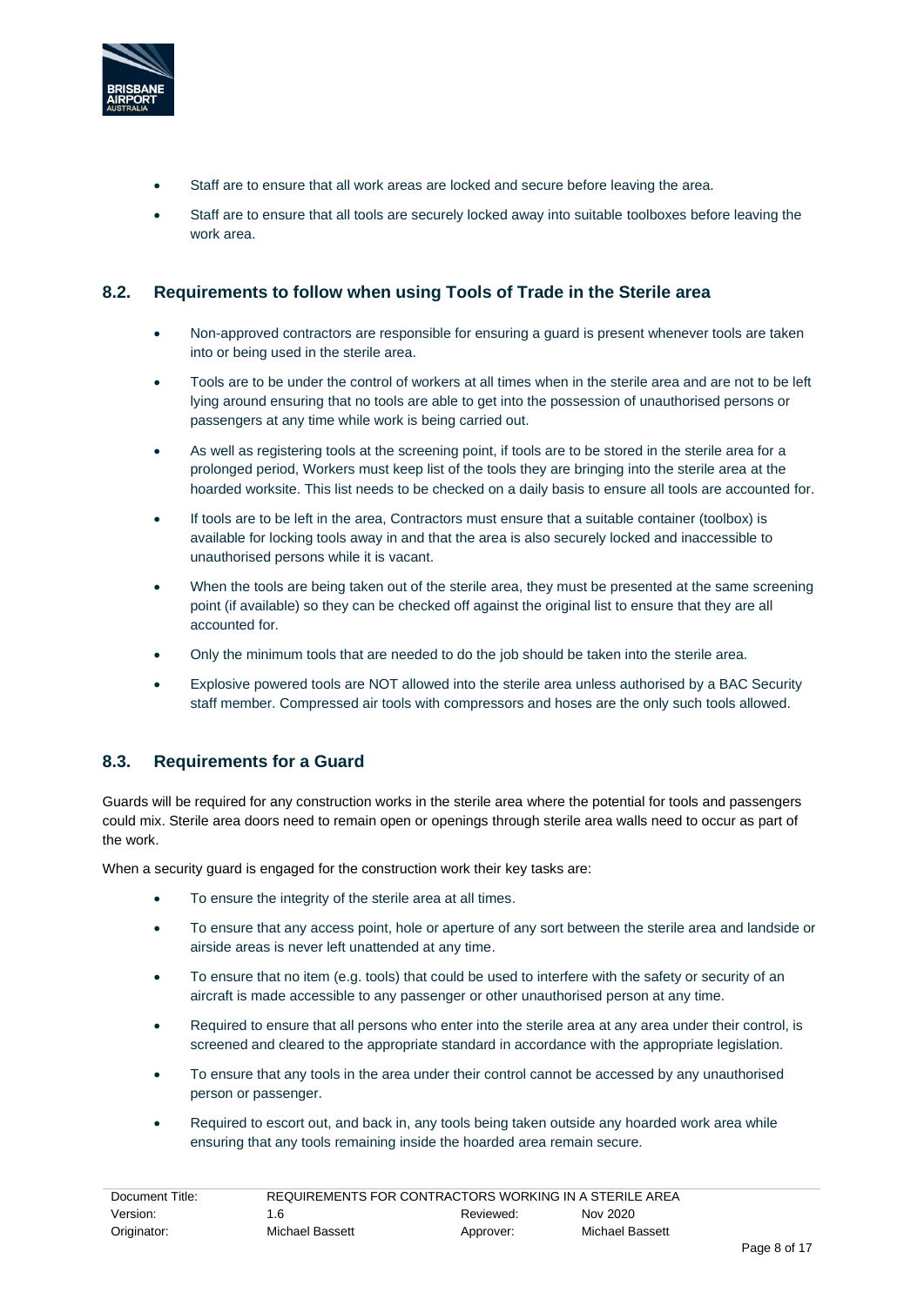- Staff are to ensure that all work areas are locked and secure before leaving the area.
- Staff are to ensure that all tools are securely locked away into suitable toolboxes before leaving the work area.

## 8.2. Requirements to follow when using Tools of Trade in the Sterile area

- Non-approved contractors are responsible for ensuring a guard is present whenever tools are taken into or being used in the sterile area.
- Tools are to be under the control of workers at all times when in the sterile area and are not to be left lying around ensuring that no tools are able to get into the possession of unauthorised persons or passengers at any time while work is being carried out.
- As well as registering tools at the screening point, if tools are to be stored in the sterile area for a prolonged period, Workers must keep list of the tools they are bringing into the sterile area at the hoarded worksite. This list needs to be checked on a daily basis to ensure all tools are accounted for.
- If tools are to be left in the area, Contractors must ensure that a suitable container (toolbox) is available for locking tools away in and that the area is also securely locked and inaccessible to unauthorised persons while it is vacant.
- When the tools are being taken out of the sterile area, they must be presented at the same screening point (if available) so they can be checked off against the original list to ensure that they are all accounted for.
- Only the minimum tools that are needed to do the job should be taken into the sterile area.
- Explosive powered tools are NOT allowed into the sterile area unless authorised by a BAC Security staff member. Compressed air tools with compressors and hoses are the only such tools allowed.

## 8.3. Requirements for a Guard

Guards will be required for any construction works in the sterile area where the potential for tools and passengers could mix. Sterile area doors need to remain open or openings through sterile area walls need to occur as part of the work.

When a security guard is engaged for the construction work their key tasks are:

- To ensure the integrity of the sterile area at all times.
- To ensure that any access point, hole or aperture of any sort between the sterile area and landside or airside areas is never left unattended at any time.
- To ensure that no item (e.g. tools) that could be used to interfere with the safety or security of an aircraft is made accessible to any passenger or other unauthorised person at any time.
- Required to ensure that all persons who enter into the sterile area at any area under their control, is screened and cleared to the appropriate standard in accordance with the appropriate legislation.
- To ensure that any tools in the area under their control cannot be accessed by any unauthorised person or passenger.
- Required to escort out, and back in, any tools being taken outside any hoarded work area while ensuring that any tools remaining inside the hoarded area remain secure.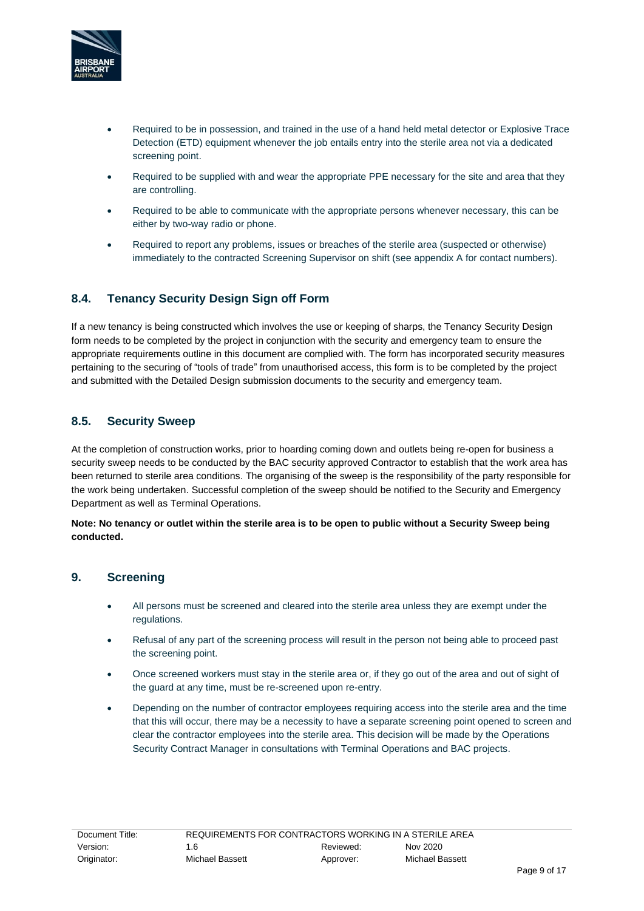- Required to be in possession, and trained in the use of a hand held metal detector or Explosive Trace Detection (ETD) equipment whenever the job entails entry into the sterile area not via a dedicated screening point.
- Required to be supplied with and wear the appropriate PPE necessary for the site and area that they are controlling.
- Required to be able to communicate with the appropriate persons whenever necessary, this can be either by two-way radio or phone.
- Required to report any problems, issues or breaches of the sterile area (suspected or otherwise) immediately to the contracted Screening Supervisor on shift (see appendix A for contact numbers).

### 8.4. Tenancy Security Design Sign off Form

If a new tenancy is being constructed which involves the use or keeping of sharps, the Tenancy Security Design form needs to be completed by the project in conjunction with the security and emergency team to ensure the appropriate requirements outline in this document are complied with. The form has incorporated security measures pertaining to the securing of "tools of trade" from unauthorised access, this form is to be completed by the project and submitted with the Detailed Design submission documents to the security and emergency team.

### 8.5. Security Sweep

At the completion of construction works, prior to hoarding coming down and outlets being re-open for business a security sweep needs to be conducted by the BAC security approved Contractor to establish that the work area has been returned to sterile area conditions. The organising of the sweep is the responsibility of the party responsible for the work being undertaken. Successful completion of the sweep should be notified to the Security and Emergency Department as well as Terminal Operations.

**Note: No tenancy or outlet within the sterile area is to be open to public without a Security Sweep being conducted.**

## 9. Screening

- All persons must be screened and cleared into the sterile area unless they are exempt under the regulations.
- Refusal of any part of the screening process will result in the person not being able to proceed past the screening point.
- Once screened workers must stay in the sterile area or, if they go out of the area and out of sight of the guard at any time, must be re-screened upon re-entry.
- Depending on the number of contractor employees requiring access into the sterile area and the time that this will occur, there may be a necessity to have a separate screening point opened to screen and clear the contractor employees into the sterile area. This decision will be made by the Operations Security Contract Manager in consultations with Terminal Operations and BAC projects.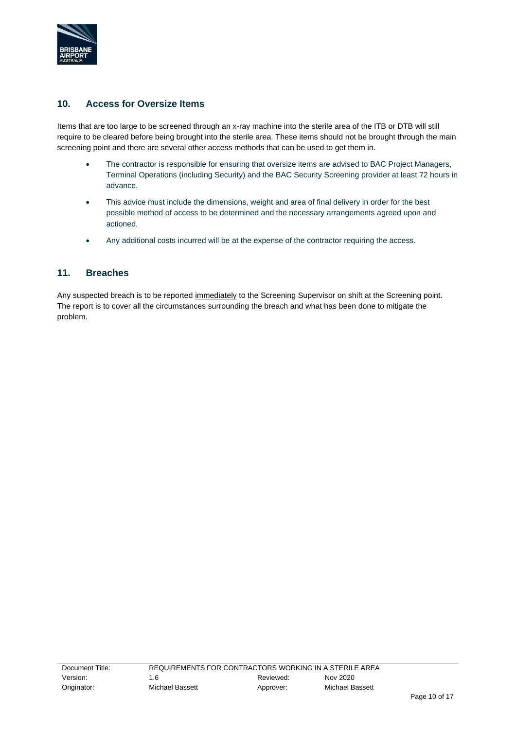## 10. Access for Oversize Items

Items that are too large to be screened through an x-ray machine into the sterile area of the ITB or DTB will still require to be cleared before being brought into the sterile area. These items should not be brought through the main screening point and there are several other access methods that can be used to get them in.

- The contractor is responsible for ensuring that oversize items are advised to BAC Project Managers, Terminal Operations (including Security) and the BAC Security Screening provider at least 72 hours in advance.
- This advice must include the dimensions, weight and area of final delivery in order for the best possible method of access to be determined and the necessary arrangements agreed upon and actioned.
- Any additional costs incurred will be at the expense of the contractor requiring the access.

## 11. Breaches

Any suspected breach is to be reported immediately to the Screening Supervisor on shift at the Screening point. The report is to cover all the circumstances surrounding the breach and what has been done to mitigate the problem.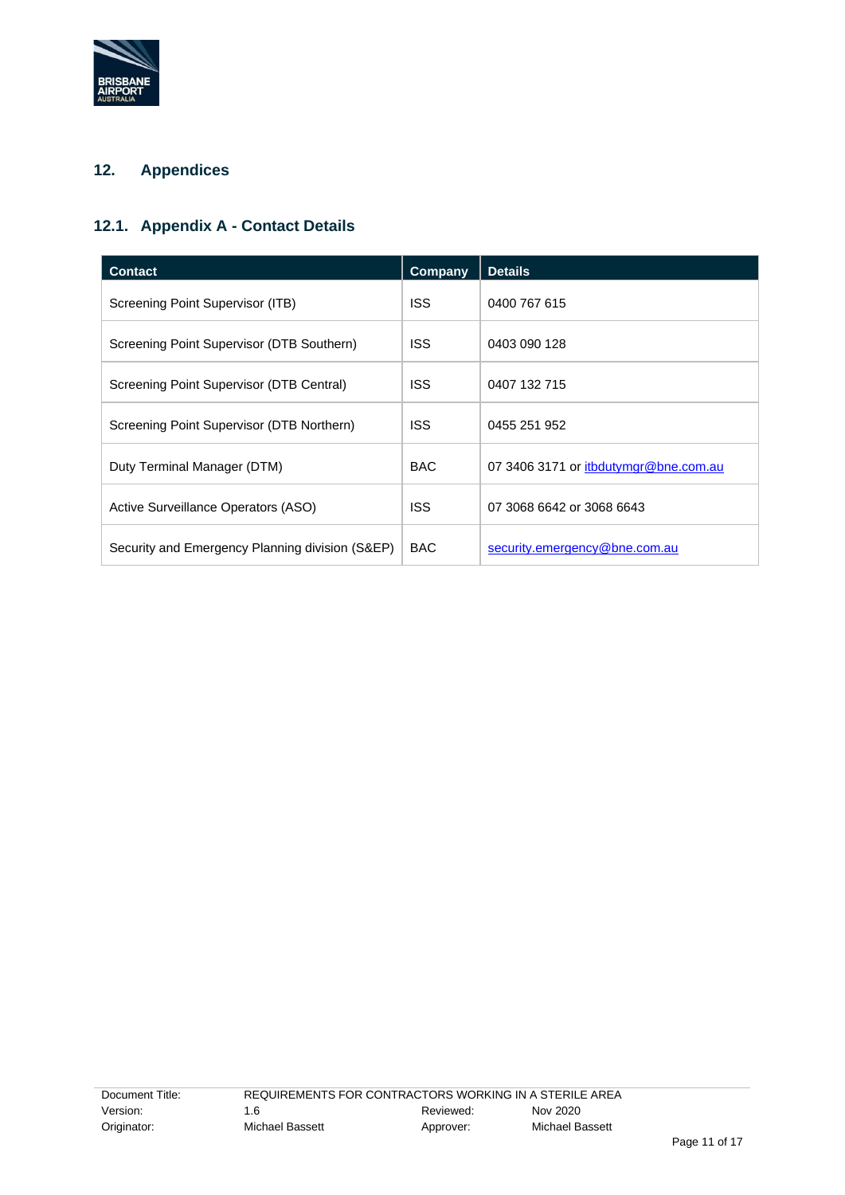## 12. Appendices

### 12.1. Appendix A - Contact Details

| Contact | Company | Details |
|---|---|---|
| Screening Point Supervisor (ITB) | ISS | 0400 767 615 |
| Screening Point Supervisor (DTB Southern) | ISS | 0403 090 128 |
| Screening Point Supervisor (DTB Central) | ISS | 0407 132 715 |
| Screening Point Supervisor (DTB Northern) | ISS | 0455 251 952 |
| Duty Terminal Manager (DTM) | BAC | 07 3406 3171 or itbdutymgr@bne.com.au |
| Active Surveillance Operators (ASO) | ISS | 07 3068 6642 or 3068 6643 |
| Security and Emergency Planning division (S&EP) | BAC | security.emergency@bne.com.au |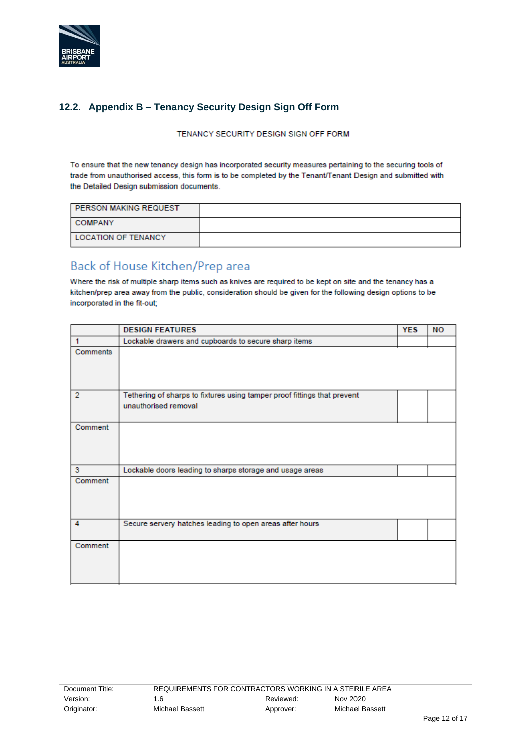## 12.2. Appendix B – Tenancy Security Design Sign Off Form

TENANCY SECURITY DESIGN SIGN OFF FORM

To ensure that the new tenancy design has incorporated security measures pertaining to the securing tools of trade from unauthorised access, this form is to be completed by the Tenant/Tenant Design and submitted with the Detailed Design submission documents.

| PERSON MAKING REQUEST | |
|---|---|
| COMPANY | |
| LOCATION OF TENANCY | |

### Back of House Kitchen/Prep area

Where the risk of multiple sharp items such as knives are required to be kept on site and the tenancy has a kitchen/prep area away from the public, consideration should be given for the following design options to be incorporated in the fit-out;

| | DESIGN FEATURES | YES | NO |
|---|---|---|---|
| 1 | Lockable drawers and cupboards to secure sharp items | | |
| Comments | | | |
| 2 | Tethering of sharps to fixtures using tamper proof fittings that prevent unauthorised removal | | |
| Comment | | | |
| 3 | Lockable doors leading to sharps storage and usage areas | | |
| Comment | | | |
| 4 | Secure servery hatches leading to open areas after hours | | |
| Comment | | | |

| Document Title: | REQUIREMENTS FOR CONTRACTORS WORKING IN A STERILE AREA | | |
|---|---|---|---|
| Version: | 1.6 | Reviewed: | Nov 2020 |
| Originator: | Michael Bassett | Approver: | Michael Bassett |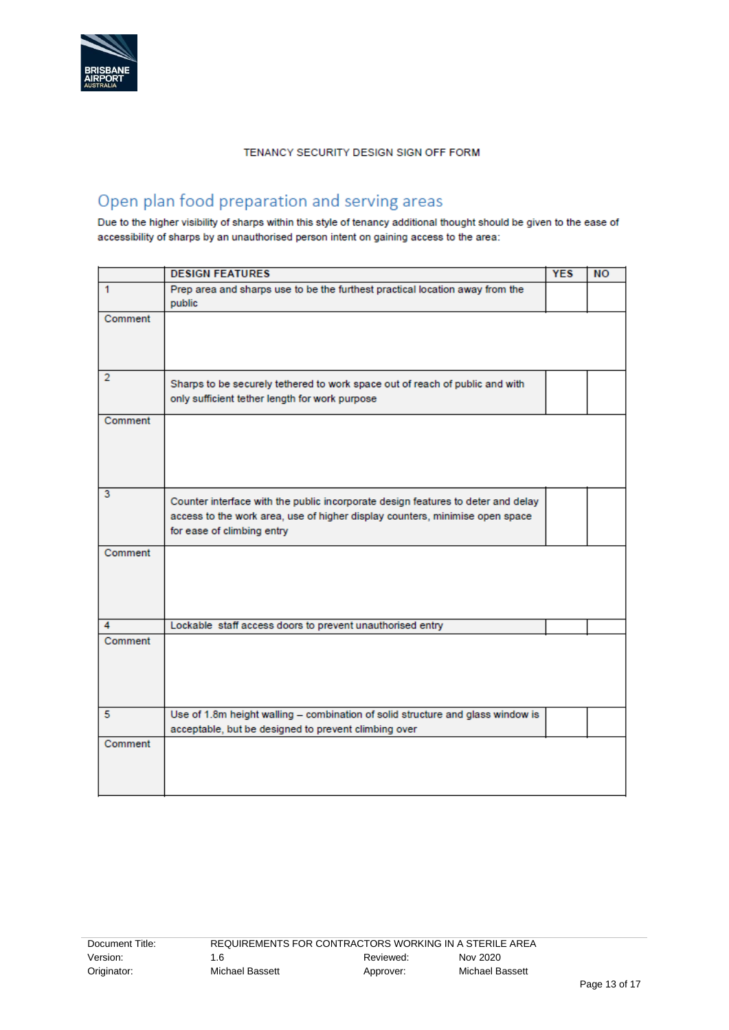TENANCY SECURITY DESIGN SIGN OFF FORM

## Open plan food preparation and serving areas

Due to the higher visibility of sharps within this style of tenancy additional thought should be given to the ease of accessibility of sharps by an unauthorised person intent on gaining access to the area:

| | DESIGN FEATURES | YES | NO |
|---|---|---|---|
| 1 | Prep area and sharps use to be the furthest practical location away from the public | | |
| Comment | | | |
| 2 | Sharps to be securely tethered to work space out of reach of public and with only sufficient tether length for work purpose | | |
| Comment | | | |
| 3 | Counter interface with the public incorporate design features to deter and delay access to the work area, use of higher display counters, minimise open space for ease of climbing entry | | |
| Comment | | | |
| 4 | Lockable staff access doors to prevent unauthorised entry | | |
| Comment | | | |
| 5 | Use of 1.8m height walling – combination of solid structure and glass window is acceptable, but be designed to prevent climbing over | | |
| Comment | | | |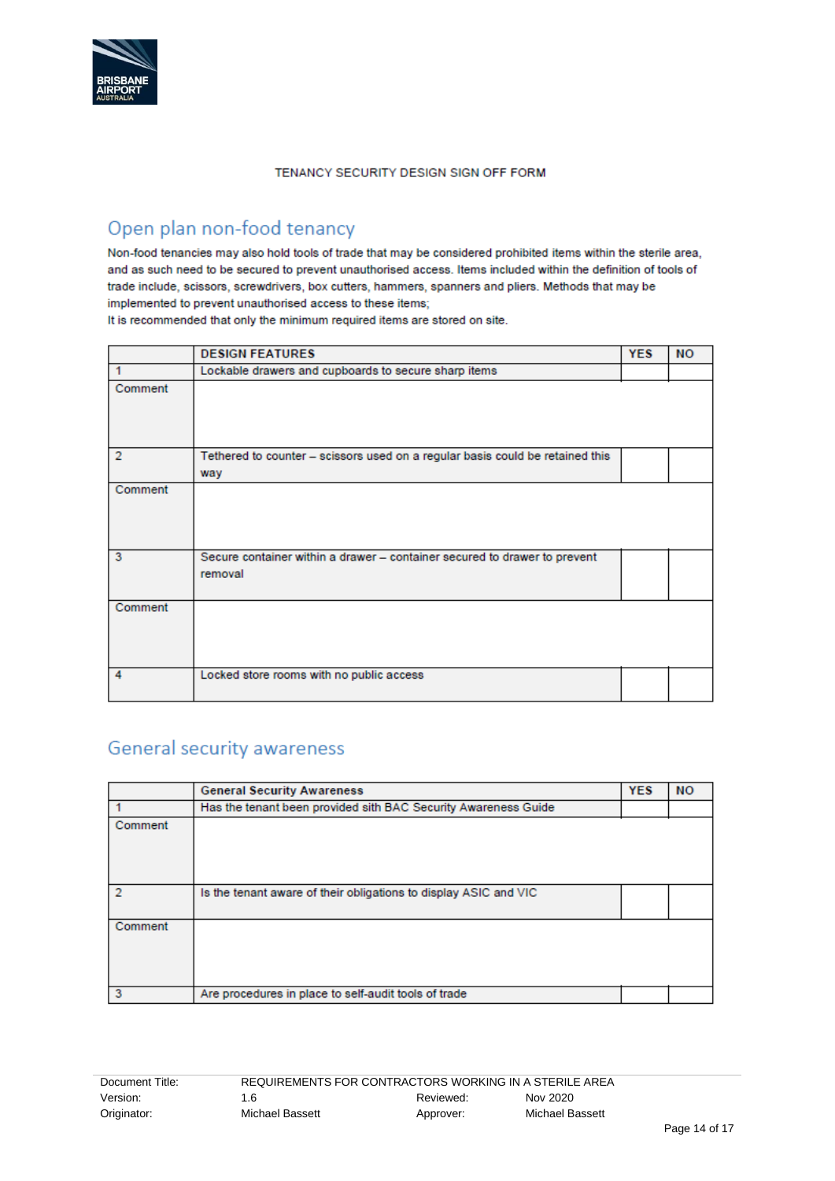TENANCY SECURITY DESIGN SIGN OFF FORM

## Open plan non-food tenancy

Non-food tenancies may also hold tools of trade that may be considered prohibited items within the sterile area, and as such need to be secured to prevent unauthorised access. Items included within the definition of tools of trade include, scissors, screwdrivers, box cutters, hammers, spanners and pliers. Methods that may be implemented to prevent unauthorised access to these items;

It is recommended that only the minimum required items are stored on site.

| | DESIGN FEATURES | YES | NO |
|---|---|---|---|
| 1 | Lockable drawers and cupboards to secure sharp items | | |
| Comment | | | |
| 2 | Tethered to counter – scissors used on a regular basis could be retained this way | | |
| Comment | | | |
| 3 | Secure container within a drawer – container secured to drawer to prevent removal | | |
| Comment | | | |
| 4 | Locked store rooms with no public access | | |

## General security awareness

| | General Security Awareness | YES | NO |
|---|---|---|---|
| 1 | Has the tenant been provided sith BAC Security Awareness Guide | | |
| Comment | | | |
| 2 | Is the tenant aware of their obligations to display ASIC and VIC | | |
| Comment | | | |
| 3 | Are procedures in place to self-audit tools of trade | | |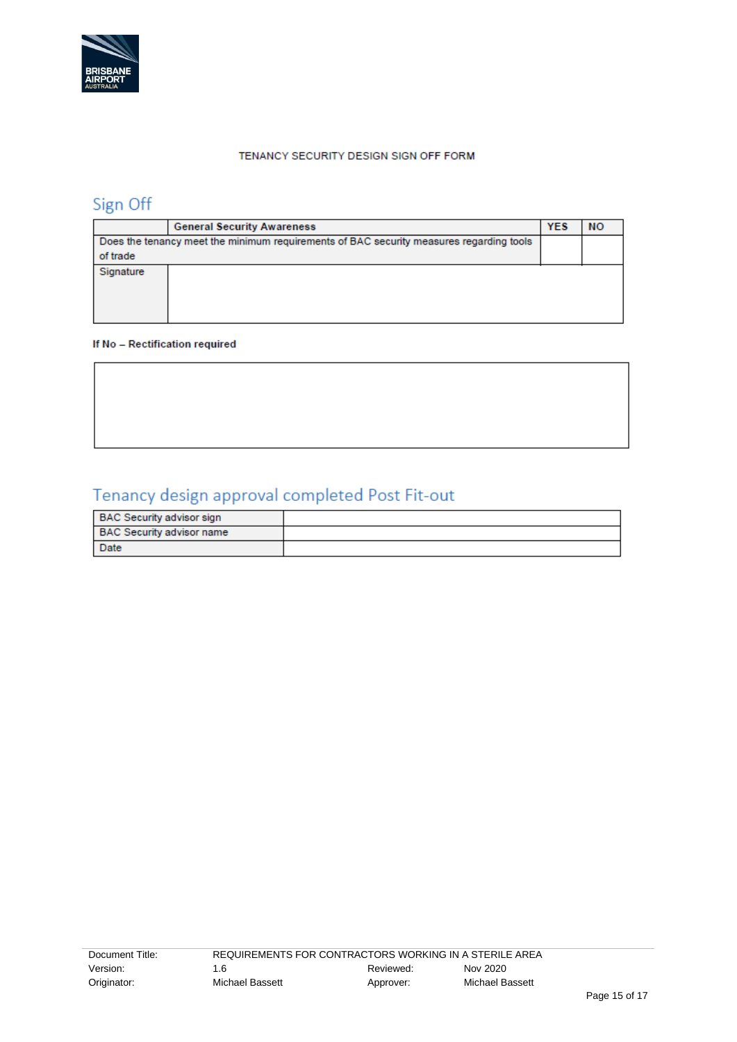TENANCY SECURITY DESIGN SIGN OFF FORM

## Sign Off

| | General Security Awareness | YES | NO |
|---|---|---|---|
| Does the tenancy meet the minimum requirements of BAC security measures regarding tools of trade | | | |
| Signature | | | |

**If No – Rectification required**

| |
|---|
| |

## Tenancy design approval completed Post Fit-out

| | |
|---|---|
| BAC Security advisor sign | |
| BAC Security advisor name | |
| Date | |

| | | | |
|---|---|---|---|
| Document Title: | REQUIREMENTS FOR CONTRACTORS WORKING IN A STERILE AREA | | |
| Version: | 1.6 | Reviewed: | Nov 2020 |
| Originator: | Michael Bassett | Approver: | Michael Bassett |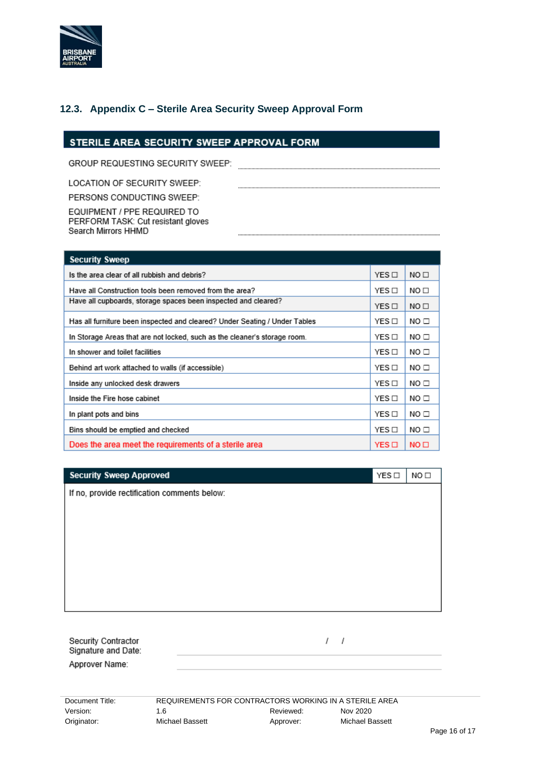## 12.3. Appendix C – Sterile Area Security Sweep Approval Form

**STERILE AREA SECURITY SWEEP APPROVAL FORM**

GROUP REQUESTING SECURITY SWEEP: ................................................................

LOCATION OF SECURITY SWEEP: ................................................................

PERSONS CONDUCTING SWEEP:

EQUIPMENT / PPE REQUIRED TO PERFORM TASK: Cut resistant gloves Search Mirrors HHMD ................................................................

| Security Sweep | | |
|---|---|---|
| Is the area clear of all rubbish and debris? | YES ☐ | NO ☐ |
| Have all Construction tools been removed from the area? | YES ☐ | NO ☐ |
| Have all cupboards, storage spaces been inspected and cleared? | YES ☐ | NO ☐ |
| Has all furniture been inspected and cleared? Under Seating / Under Tables | YES ☐ | NO ☐ |
| In Storage Areas that are not locked, such as the cleaner's storage room. | YES ☐ | NO ☐ |
| In shower and toilet facilities | YES ☐ | NO ☐ |
| Behind art work attached to walls (if accessible) | YES ☐ | NO ☐ |
| Inside any unlocked desk drawers | YES ☐ | NO ☐ |
| Inside the Fire hose cabinet | YES ☐ | NO ☐ |
| In plant pots and bins | YES ☐ | NO ☐ |
| Bins should be emptied and checked | YES ☐ | NO ☐ |
| Does the area meet the requirements of a sterile area | YES ☐ | NO ☐ |

| Security Sweep Approved | YES ☐ | NO ☐ |
|---|---|---|
| If no, provide rectification comments below: | | |

Security Contractor Signature and Date: ________________ / /

Approver Name: ________________

| Document Title: | REQUIREMENTS FOR CONTRACTORS WORKING IN A STERILE AREA | | |
|---|---|---|---|
| Version: | 1.6 | Reviewed: | Nov 2020 |
| Originator: | Michael Bassett | Approver: | Michael Bassett |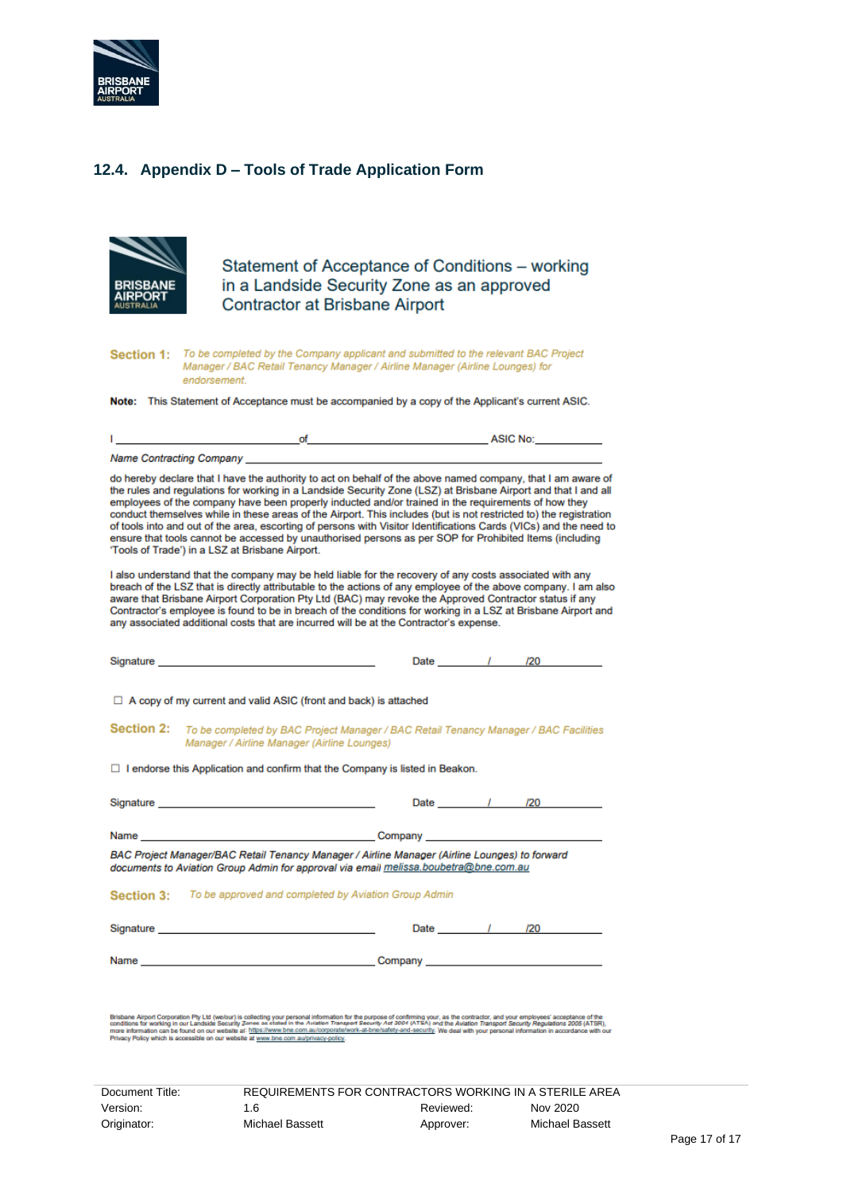## 12.4. Appendix D – Tools of Trade Application Form

### Statement of Acceptance of Conditions – working in a Landside Security Zone as an approved Contractor at Brisbane Airport

**Section 1:** *To be completed by the Company applicant and submitted to the relevant BAC Project Manager / BAC Retail Tenancy Manager / Airline Manager (Airline Lounges) for endorsement.*

**Note:** This Statement of Acceptance must be accompanied by a copy of the Applicant's current ASIC.

I ______________________ of ______________________ ASIC No: __________

*Name Contracting Company* ____________________________________________

do hereby declare that I have the authority to act on behalf of the above named company, that I am aware of the rules and regulations for working in a Landside Security Zone (LSZ) at Brisbane Airport and that I and all employees of the company have been properly inducted and/or trained in the requirements of how they conduct themselves while in these areas of the Airport. This includes (but is not restricted to) the registration of tools into and out of the area, escorting of persons with Visitor Identifications Cards (VICs) and the need to ensure that tools cannot be accessed by unauthorised persons as per SOP for Prohibited Items (including 'Tools of Trade') in a LSZ at Brisbane Airport.

I also understand that the company may be held liable for the recovery of any costs associated with any breach of the LSZ that is directly attributable to the actions of any employee of the above company. I am also aware that Brisbane Airport Corporation Pty Ltd (BAC) may revoke the Approved Contractor status if any Contractor's employee is found to be in breach of the conditions for working in a LSZ at Brisbane Airport and any associated additional costs that are incurred will be at the Contractor's expense.

Signature ______________________ Date ____ / ____ /20 ____

☐ A copy of my current and valid ASIC (front and back) is attached

**Section 2:** *To be completed by BAC Project Manager / BAC Retail Tenancy Manager / BAC Facilities Manager / Airline Manager (Airline Lounges)*

☐ I endorse this Application and confirm that the Company is listed in Beakon.

Signature ______________________ Date ____ / ____ /20 ____

Name ______________________ Company ______________________

*BAC Project Manager/BAC Retail Tenancy Manager / Airline Manager (Airline Lounges) to forward documents to Aviation Group Admin for approval via email melissa.boubetra@bne.com.au*

**Section 3:** *To be approved and completed by Aviation Group Admin*

Signature ______________________ Date ____ / ____ /20 ____

Name ______________________ Company ______________________

Brisbane Airport Corporation Pty Ltd (we/our) is collecting your personal information for the purpose of confirming your, as the contractor, and your employees' acceptance of the conditions for working in our Landside Security Zones as stated in the *Aviation Transport Security Act 2004* (ATSA) and the *Aviation Transport Security Regulations 2005* (ATSR), more information can be found on our website at: https://www.bne.com.au/corporate/work-at-bne/safety-and-security. We deal with your personal information in accordance with our Privacy Policy which is accessible on our website at www.bne.com.au/privacy-policy.

| | | | |
|---|---|---|---|
| Document Title: | REQUIREMENTS FOR CONTRACTORS WORKING IN A STERILE AREA | | |
| Version: | 1.6 | Reviewed: | Nov 2020 |
| Originator: | Michael Bassett | Approver: | Michael Bassett |